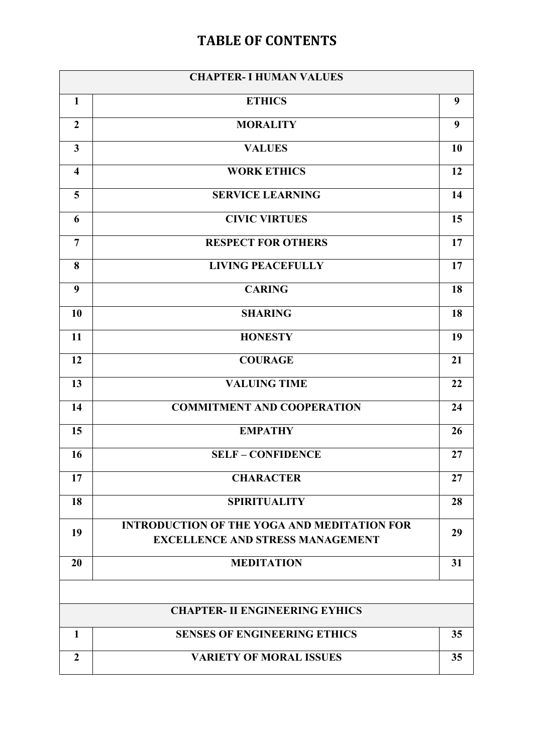# TABLE OF CONTENTS

| CHAPTER- I HUMAN VALUES | | |
|---|---|---|
| 1 | ETHICS | 9 |
| 2 | MORALITY | 9 |
| 3 | VALUES | 10 |
| 4 | WORK ETHICS | 12 |
| 5 | SERVICE LEARNING | 14 |
| 6 | CIVIC VIRTUES | 15 |
| 7 | RESPECT FOR OTHERS | 17 |
| 8 | LIVING PEACEFULLY | 17 |
| 9 | CARING | 18 |
| 10 | SHARING | 18 |
| 11 | HONESTY | 19 |
| 12 | COURAGE | 21 |
| 13 | VALUING TIME | 22 |
| 14 | COMMITMENT AND COOPERATION | 24 |
| 15 | EMPATHY | 26 |
| 16 | SELF – CONFIDENCE | 27 |
| 17 | CHARACTER | 27 |
| 18 | SPIRITUALITY | 28 |
| 19 | INTRODUCTION OF THE YOGA AND MEDITATION FOR EXCELLENCE AND STRESS MANAGEMENT | 29 |
| 20 | MEDITATION | 31 |
| | | |
| CHAPTER- II ENGINEERING EYHICS | | |
| 1 | SENSES OF ENGINEERING ETHICS | 35 |
| 2 | VARIETY OF MORAL ISSUES | 35 |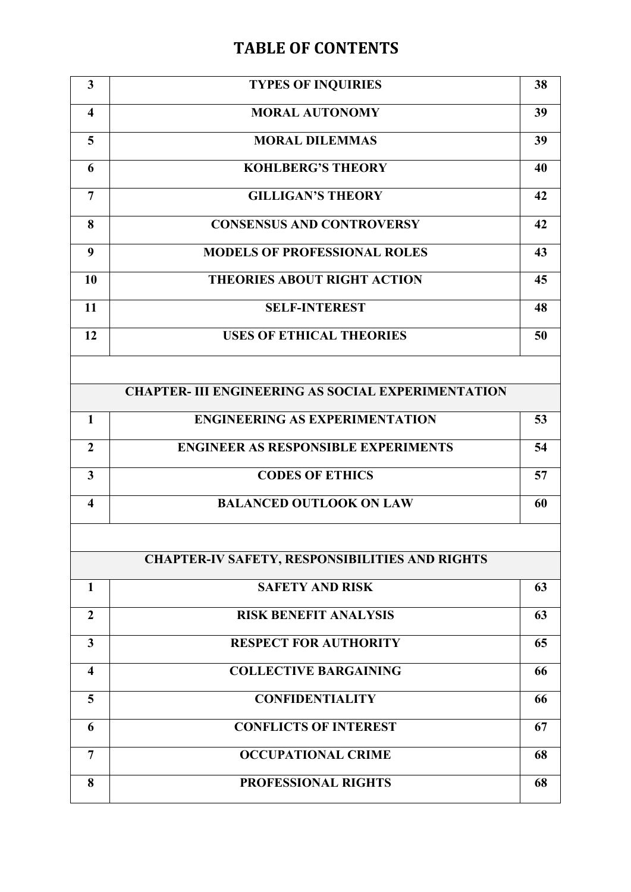# TABLE OF CONTENTS

| | | |
|---|---|---|
| **3** | **TYPES OF INQUIRIES** | **38** |
| **4** | **MORAL AUTONOMY** | **39** |
| **5** | **MORAL DILEMMAS** | **39** |
| **6** | **KOHLBERG'S THEORY** | **40** |
| **7** | **GILLIGAN'S THEORY** | **42** |
| **8** | **CONSENSUS AND CONTROVERSY** | **42** |
| **9** | **MODELS OF PROFESSIONAL ROLES** | **43** |
| **10** | **THEORIES ABOUT RIGHT ACTION** | **45** |
| **11** | **SELF-INTEREST** | **48** |
| **12** | **USES OF ETHICAL THEORIES** | **50** |
| | | |
| | **CHAPTER- III ENGINEERING AS SOCIAL EXPERIMENTATION** | |
| **1** | **ENGINEERING AS EXPERIMENTATION** | **53** |
| **2** | **ENGINEER AS RESPONSIBLE EXPERIMENTS** | **54** |
| **3** | **CODES OF ETHICS** | **57** |
| **4** | **BALANCED OUTLOOK ON LAW** | **60** |
| | | |
| | **CHAPTER-IV SAFETY, RESPONSIBILITIES AND RIGHTS** | |
| **1** | **SAFETY AND RISK** | **63** |
| **2** | **RISK BENEFIT ANALYSIS** | **63** |
| **3** | **RESPECT FOR AUTHORITY** | **65** |
| **4** | **COLLECTIVE BARGAINING** | **66** |
| **5** | **CONFIDENTIALITY** | **66** |
| **6** | **CONFLICTS OF INTEREST** | **67** |
| **7** | **OCCUPATIONAL CRIME** | **68** |
| **8** | **PROFESSIONAL RIGHTS** | **68** |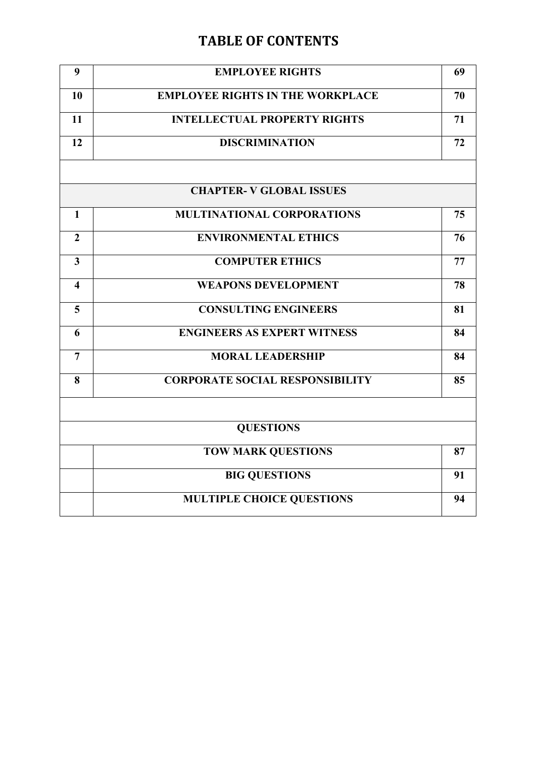# TABLE OF CONTENTS

| | | |
|---|---|---|
| 9 | EMPLOYEE RIGHTS | 69 |
| 10 | EMPLOYEE RIGHTS IN THE WORKPLACE | 70 |
| 11 | INTELLECTUAL PROPERTY RIGHTS | 71 |
| 12 | DISCRIMINATION | 72 |
| | | |
| | CHAPTER- V GLOBAL ISSUES | |
| 1 | MULTINATIONAL CORPORATIONS | 75 |
| 2 | ENVIRONMENTAL ETHICS | 76 |
| 3 | COMPUTER ETHICS | 77 |
| 4 | WEAPONS DEVELOPMENT | 78 |
| 5 | CONSULTING ENGINEERS | 81 |
| 6 | ENGINEERS AS EXPERT WITNESS | 84 |
| 7 | MORAL LEADERSHIP | 84 |
| 8 | CORPORATE SOCIAL RESPONSIBILITY | 85 |
| | | |
| | QUESTIONS | |
| | TOW MARK QUESTIONS | 87 |
| | BIG QUESTIONS | 91 |
| | MULTIPLE CHOICE QUESTIONS | 94 |